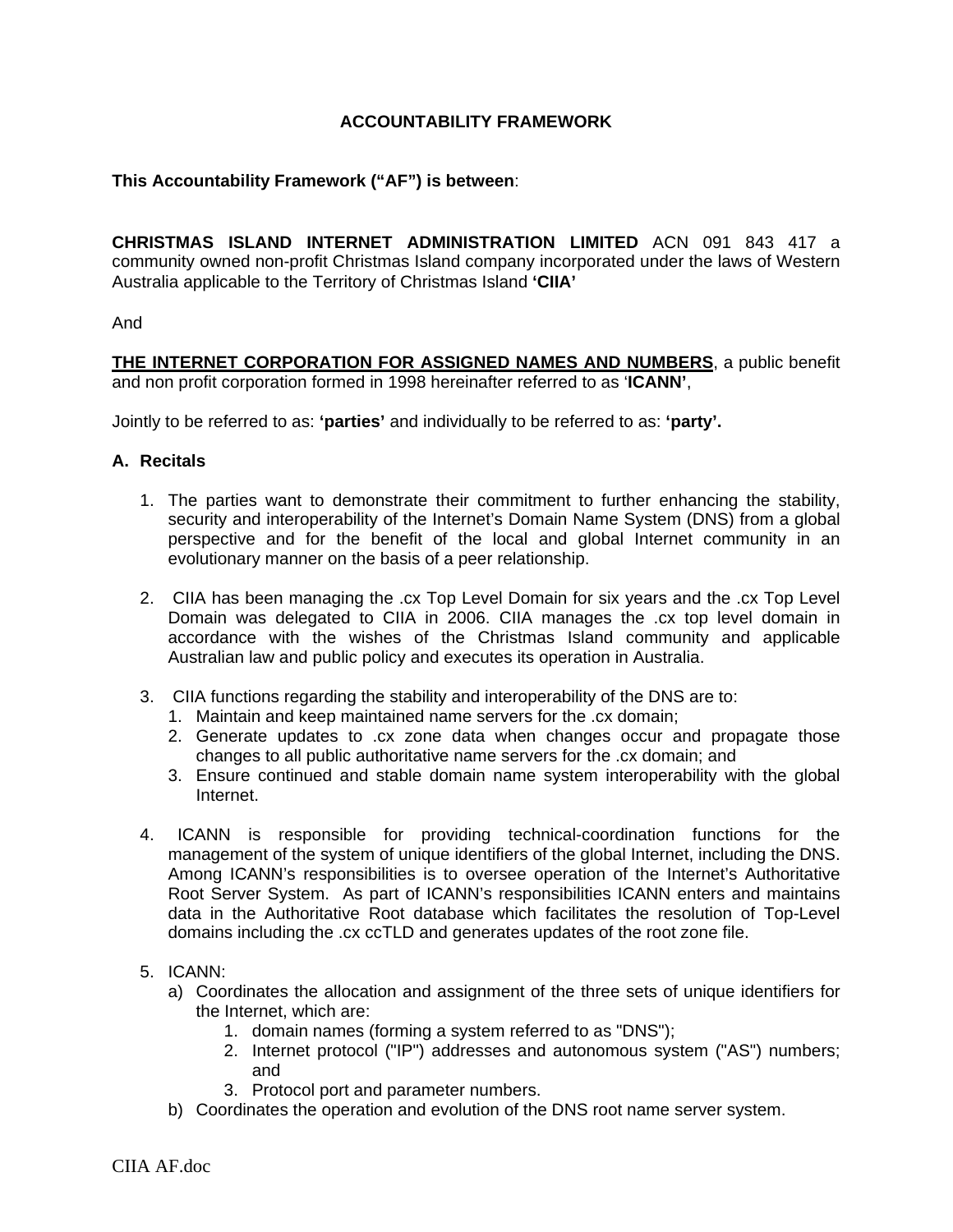# ACCOUNTABILITY FRAMEWORK

**This Accountability Framework ("AF") is between**:

**CHRISTMAS ISLAND INTERNET ADMINISTRATION LIMITED** ACN 091 843 417 a community owned non-profit Christmas Island company incorporated under the laws of Western Australia applicable to the Territory of Christmas Island **'CIIA'**

And

**THE INTERNET CORPORATION FOR ASSIGNED NAMES AND NUMBERS**, a public benefit and non profit corporation formed in 1998 hereinafter referred to as '**ICANN'**,

Jointly to be referred to as: **'parties'** and individually to be referred to as: **'party'.**

## A. Recitals

1. The parties want to demonstrate their commitment to further enhancing the stability, security and interoperability of the Internet's Domain Name System (DNS) from a global perspective and for the benefit of the local and global Internet community in an evolutionary manner on the basis of a peer relationship.

2. CIIA has been managing the .cx Top Level Domain for six years and the .cx Top Level Domain was delegated to CIIA in 2006. CIIA manages the .cx top level domain in accordance with the wishes of the Christmas Island community and applicable Australian law and public policy and executes its operation in Australia.

3. CIIA functions regarding the stability and interoperability of the DNS are to:
   1. Maintain and keep maintained name servers for the .cx domain;
   2. Generate updates to .cx zone data when changes occur and propagate those changes to all public authoritative name servers for the .cx domain; and
   3. Ensure continued and stable domain name system interoperability with the global Internet.

4. ICANN is responsible for providing technical-coordination functions for the management of the system of unique identifiers of the global Internet, including the DNS. Among ICANN's responsibilities is to oversee operation of the Internet's Authoritative Root Server System. As part of ICANN's responsibilities ICANN enters and maintains data in the Authoritative Root database which facilitates the resolution of Top-Level domains including the .cx ccTLD and generates updates of the root zone file.

5. ICANN:
   a) Coordinates the allocation and assignment of the three sets of unique identifiers for the Internet, which are:
      1. domain names (forming a system referred to as "DNS");
      2. Internet protocol ("IP") addresses and autonomous system ("AS") numbers; and
      3. Protocol port and parameter numbers.
   b) Coordinates the operation and evolution of the DNS root name server system.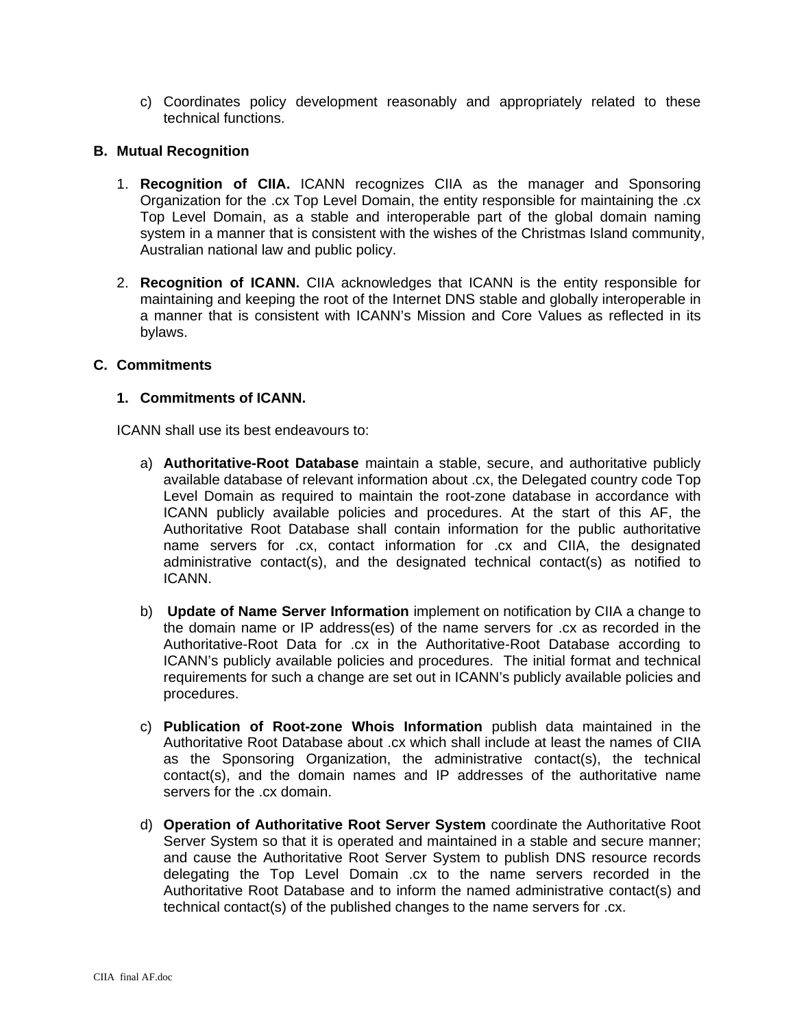c) Coordinates policy development reasonably and appropriately related to these technical functions.

## B. Mutual Recognition

1. **Recognition of CIIA.** ICANN recognizes CIIA as the manager and Sponsoring Organization for the .cx Top Level Domain, the entity responsible for maintaining the .cx Top Level Domain, as a stable and interoperable part of the global domain naming system in a manner that is consistent with the wishes of the Christmas Island community, Australian national law and public policy.

2. **Recognition of ICANN.** CIIA acknowledges that ICANN is the entity responsible for maintaining and keeping the root of the Internet DNS stable and globally interoperable in a manner that is consistent with ICANN's Mission and Core Values as reflected in its bylaws.

## C. Commitments

### 1. Commitments of ICANN.

ICANN shall use its best endeavours to:

a) **Authoritative-Root Database** maintain a stable, secure, and authoritative publicly available database of relevant information about .cx, the Delegated country code Top Level Domain as required to maintain the root-zone database in accordance with ICANN publicly available policies and procedures. At the start of this AF, the Authoritative Root Database shall contain information for the public authoritative name servers for .cx, contact information for .cx and CIIA, the designated administrative contact(s), and the designated technical contact(s) as notified to ICANN.

b) **Update of Name Server Information** implement on notification by CIIA a change to the domain name or IP address(es) of the name servers for .cx as recorded in the Authoritative-Root Data for .cx in the Authoritative-Root Database according to ICANN's publicly available policies and procedures. The initial format and technical requirements for such a change are set out in ICANN's publicly available policies and procedures.

c) **Publication of Root-zone Whois Information** publish data maintained in the Authoritative Root Database about .cx which shall include at least the names of CIIA as the Sponsoring Organization, the administrative contact(s), the technical contact(s), and the domain names and IP addresses of the authoritative name servers for the .cx domain.

d) **Operation of Authoritative Root Server System** coordinate the Authoritative Root Server System so that it is operated and maintained in a stable and secure manner; and cause the Authoritative Root Server System to publish DNS resource records delegating the Top Level Domain .cx to the name servers recorded in the Authoritative Root Database and to inform the named administrative contact(s) and technical contact(s) of the published changes to the name servers for .cx.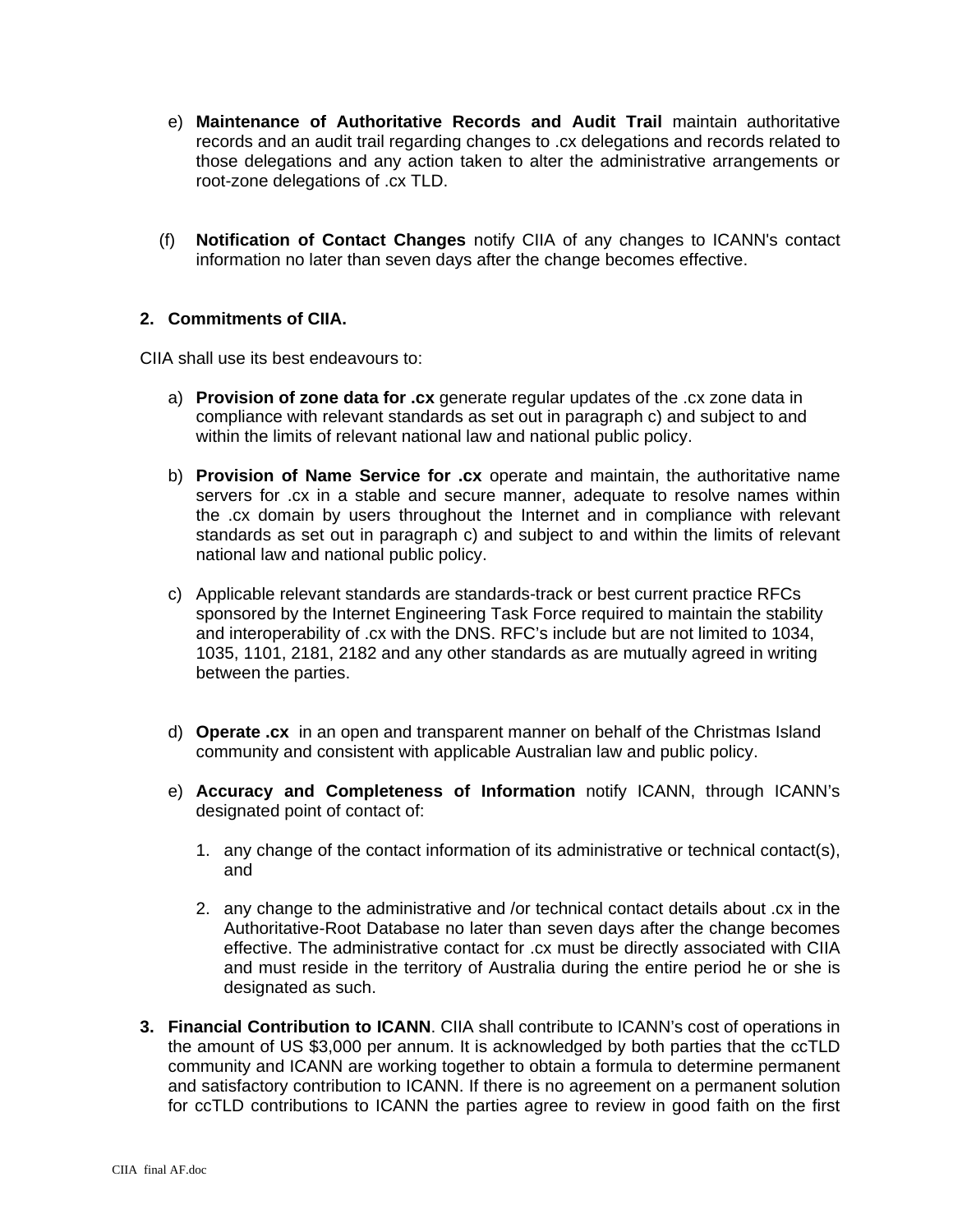e) **Maintenance of Authoritative Records and Audit Trail** maintain authoritative records and an audit trail regarding changes to .cx delegations and records related to those delegations and any action taken to alter the administrative arrangements or root-zone delegations of .cx TLD.

(f) **Notification of Contact Changes** notify CIIA of any changes to ICANN's contact information no later than seven days after the change becomes effective.

**2. Commitments of CIIA.**

CIIA shall use its best endeavours to:

a) **Provision of zone data for .cx** generate regular updates of the .cx zone data in compliance with relevant standards as set out in paragraph c) and subject to and within the limits of relevant national law and national public policy.

b) **Provision of Name Service for .cx** operate and maintain, the authoritative name servers for .cx in a stable and secure manner, adequate to resolve names within the .cx domain by users throughout the Internet and in compliance with relevant standards as set out in paragraph c) and subject to and within the limits of relevant national law and national public policy.

c) Applicable relevant standards are standards-track or best current practice RFCs sponsored by the Internet Engineering Task Force required to maintain the stability and interoperability of .cx with the DNS. RFC's include but are not limited to 1034, 1035, 1101, 2181, 2182 and any other standards as are mutually agreed in writing between the parties.

d) **Operate .cx** in an open and transparent manner on behalf of the Christmas Island community and consistent with applicable Australian law and public policy.

e) **Accuracy and Completeness of Information** notify ICANN, through ICANN's designated point of contact of:

   1. any change of the contact information of its administrative or technical contact(s), and

   2. any change to the administrative and /or technical contact details about .cx in the Authoritative-Root Database no later than seven days after the change becomes effective. The administrative contact for .cx must be directly associated with CIIA and must reside in the territory of Australia during the entire period he or she is designated as such.

**3. Financial Contribution to ICANN**. CIIA shall contribute to ICANN's cost of operations in the amount of US $3,000 per annum. It is acknowledged by both parties that the ccTLD community and ICANN are working together to obtain a formula to determine permanent and satisfactory contribution to ICANN. If there is no agreement on a permanent solution for ccTLD contributions to ICANN the parties agree to review in good faith on the first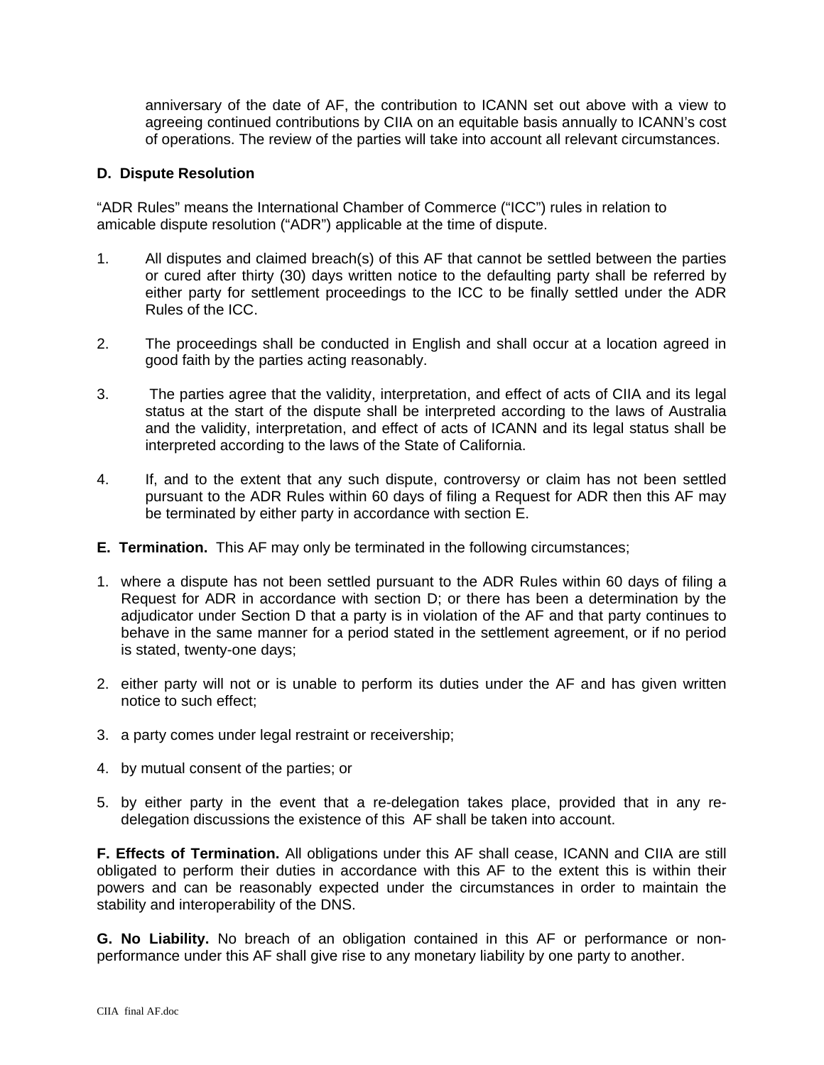anniversary of the date of AF, the contribution to ICANN set out above with a view to agreeing continued contributions by CIIA on an equitable basis annually to ICANN's cost of operations. The review of the parties will take into account all relevant circumstances.

**D. Dispute Resolution**

"ADR Rules" means the International Chamber of Commerce ("ICC") rules in relation to amicable dispute resolution ("ADR") applicable at the time of dispute.

1. All disputes and claimed breach(s) of this AF that cannot be settled between the parties or cured after thirty (30) days written notice to the defaulting party shall be referred by either party for settlement proceedings to the ICC to be finally settled under the ADR Rules of the ICC.

2. The proceedings shall be conducted in English and shall occur at a location agreed in good faith by the parties acting reasonably.

3. The parties agree that the validity, interpretation, and effect of acts of CIIA and its legal status at the start of the dispute shall be interpreted according to the laws of Australia and the validity, interpretation, and effect of acts of ICANN and its legal status shall be interpreted according to the laws of the State of California.

4. If, and to the extent that any such dispute, controversy or claim has not been settled pursuant to the ADR Rules within 60 days of filing a Request for ADR then this AF may be terminated by either party in accordance with section E.

**E. Termination.** This AF may only be terminated in the following circumstances;

1. where a dispute has not been settled pursuant to the ADR Rules within 60 days of filing a Request for ADR in accordance with section D; or there has been a determination by the adjudicator under Section D that a party is in violation of the AF and that party continues to behave in the same manner for a period stated in the settlement agreement, or if no period is stated, twenty-one days;

2. either party will not or is unable to perform its duties under the AF and has given written notice to such effect;

3. a party comes under legal restraint or receivership;

4. by mutual consent of the parties; or

5. by either party in the event that a re-delegation takes place, provided that in any re-delegation discussions the existence of this AF shall be taken into account.

**F. Effects of Termination.** All obligations under this AF shall cease, ICANN and CIIA are still obligated to perform their duties in accordance with this AF to the extent this is within their powers and can be reasonably expected under the circumstances in order to maintain the stability and interoperability of the DNS.

**G. No Liability.** No breach of an obligation contained in this AF or performance or non-performance under this AF shall give rise to any monetary liability by one party to another.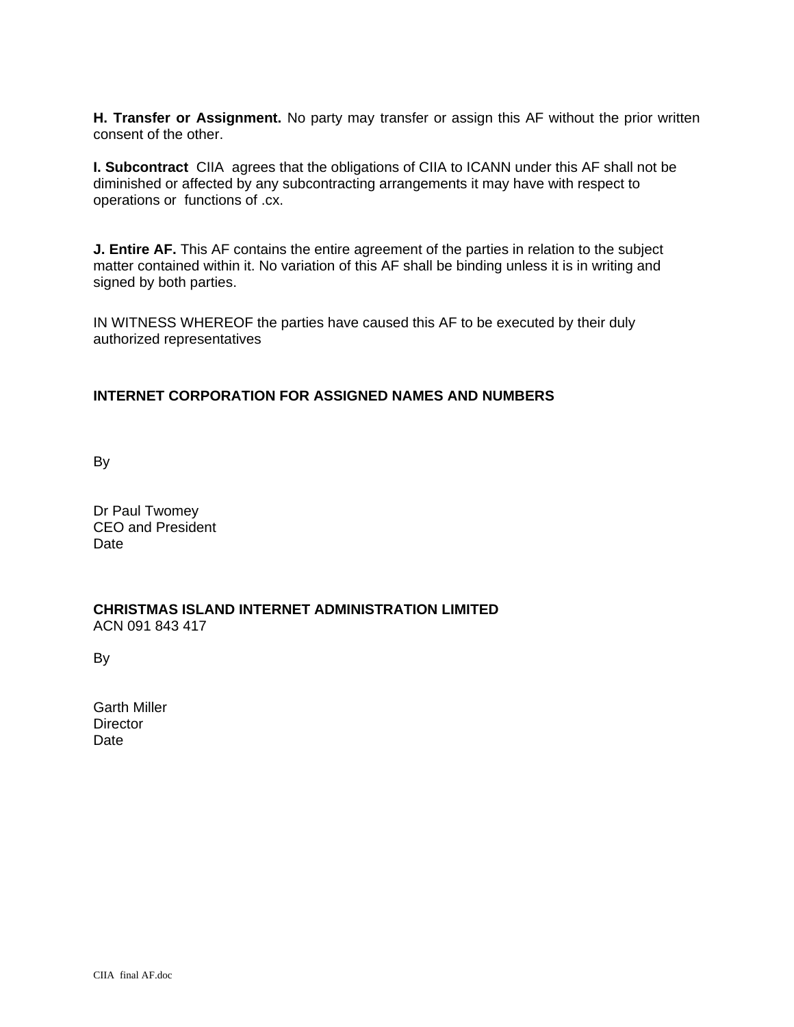**H. Transfer or Assignment.** No party may transfer or assign this AF without the prior written consent of the other.

**I. Subcontract** CIIA agrees that the obligations of CIIA to ICANN under this AF shall not be diminished or affected by any subcontracting arrangements it may have with respect to operations or functions of .cx.

**J. Entire AF.** This AF contains the entire agreement of the parties in relation to the subject matter contained within it. No variation of this AF shall be binding unless it is in writing and signed by both parties.

IN WITNESS WHEREOF the parties have caused this AF to be executed by their duly authorized representatives

**INTERNET CORPORATION FOR ASSIGNED NAMES AND NUMBERS**

By

Dr Paul Twomey
CEO and President
Date

**CHRISTMAS ISLAND INTERNET ADMINISTRATION LIMITED**
ACN 091 843 417

By

Garth Miller
Director
Date